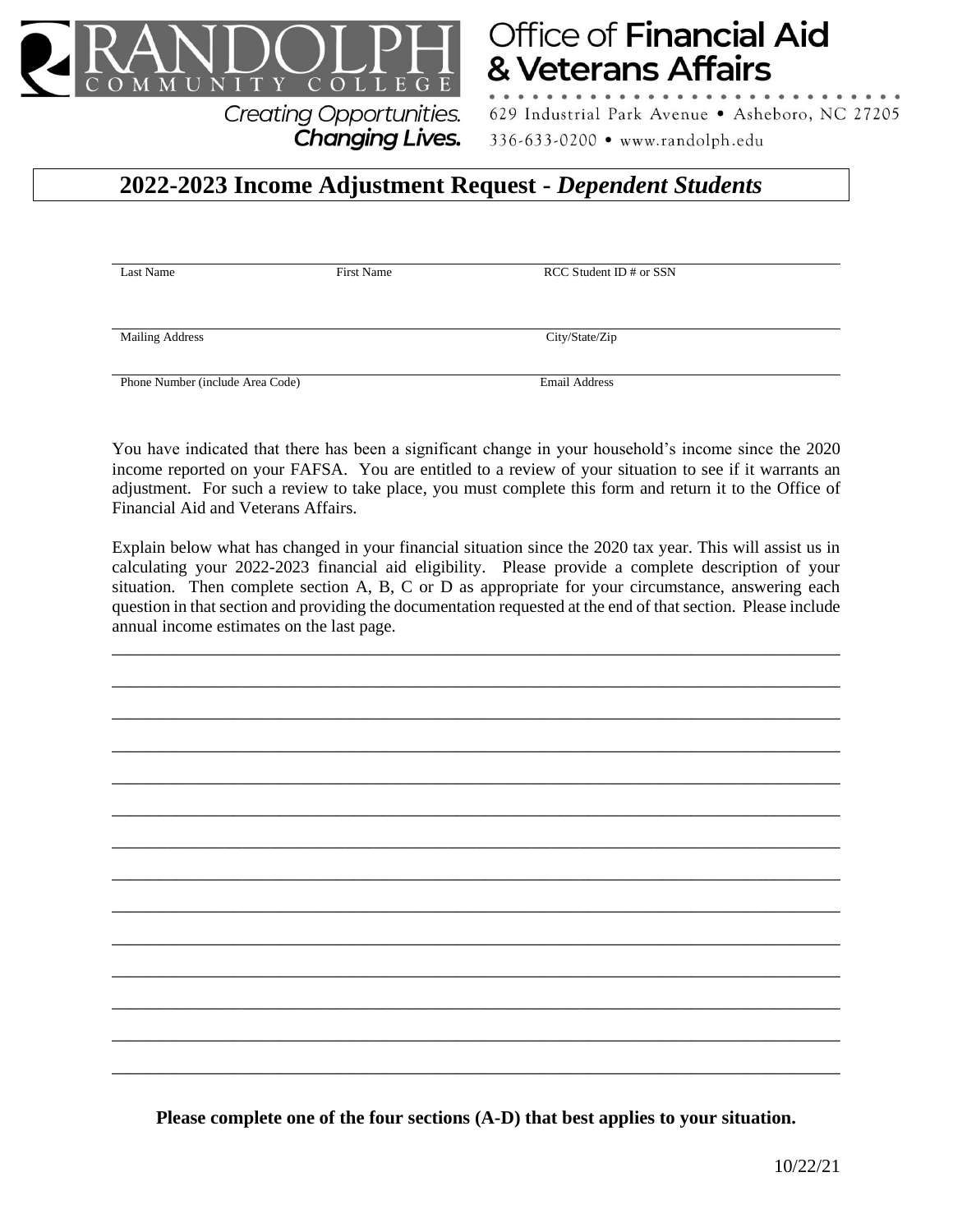RANDOLPH COMMUNITY COLLEGE

*Creating Opportunities. Changing Lives.*

Office of **Financial Aid & Veterans Affairs**

629 Industrial Park Avenue • Asheboro, NC 27205

336-633-0200 • www.randolph.edu

# 2022-2023 Income Adjustment Request - *Dependent Students*

| | | |
|---|---|---|
| Last Name | First Name | RCC Student ID # or SSN |
| Mailing Address | | City/State/Zip |
| Phone Number (include Area Code) | | Email Address |

You have indicated that there has been a significant change in your household's income since the 2020 income reported on your FAFSA. You are entitled to a review of your situation to see if it warrants an adjustment. For such a review to take place, you must complete this form and return it to the Office of Financial Aid and Veterans Affairs.

Explain below what has changed in your financial situation since the 2020 tax year. This will assist us in calculating your 2022-2023 financial aid eligibility. Please provide a complete description of your situation. Then complete section A, B, C or D as appropriate for your circumstance, answering each question in that section and providing the documentation requested at the end of that section. Please include annual income estimates on the last page.

______________________________________________________________________________

______________________________________________________________________________

______________________________________________________________________________

______________________________________________________________________________

______________________________________________________________________________

______________________________________________________________________________

______________________________________________________________________________

______________________________________________________________________________

______________________________________________________________________________

______________________________________________________________________________

______________________________________________________________________________

______________________________________________________________________________

______________________________________________________________________________

______________________________________________________________________________

**Please complete one of the four sections (A-D) that best applies to your situation.**

10/22/21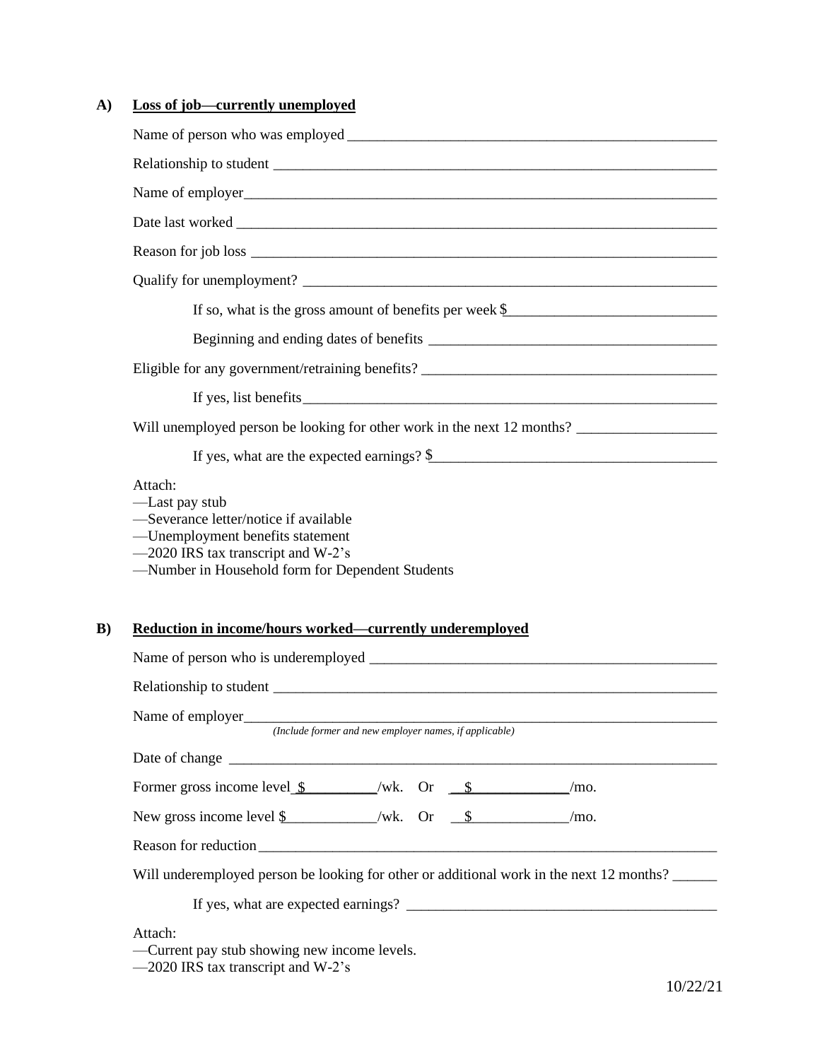**A) Loss of job—currently unemployed**

Name of person who was employed ___________________________________________________

Relationship to student ___________________________________________________________

Name of employer________________________________________________________________

Date last worked _________________________________________________________________

Reason for job loss _______________________________________________________________

Qualify for unemployment? _________________________________________________________

If so, what is the gross amount of benefits per week $___________________________

Beginning and ending dates of benefits ____________________________________

Eligible for any government/retraining benefits? ______________________________________

If yes, list benefits______________________________________________________

Will unemployed person be looking for other work in the next 12 months? _________________

If yes, what are the expected earnings? $____________________________________

Attach:
—Last pay stub
—Severance letter/notice if available
—Unemployment benefits statement
—2020 IRS tax transcript and W-2's
—Number in Household form for Dependent Students

**B) Reduction in income/hours worked—currently underemployed**

Name of person who is underemployed _______________________________________________

Relationship to student ___________________________________________________________

Name of employer________________________________________________________________
*(Include former and new employer names, if applicable)*

Date of change __________________________________________________________________

Former gross income level $__________/wk. Or $_____________/mo.

New gross income level $____________/wk. Or $_____________/mo.

Reason for reduction_______________________________________________________________

Will underemployed person be looking for other or additional work in the next 12 months? ______

If yes, what are expected earnings? ____________________________________________

Attach:
—Current pay stub showing new income levels.
—2020 IRS tax transcript and W-2's

10/22/21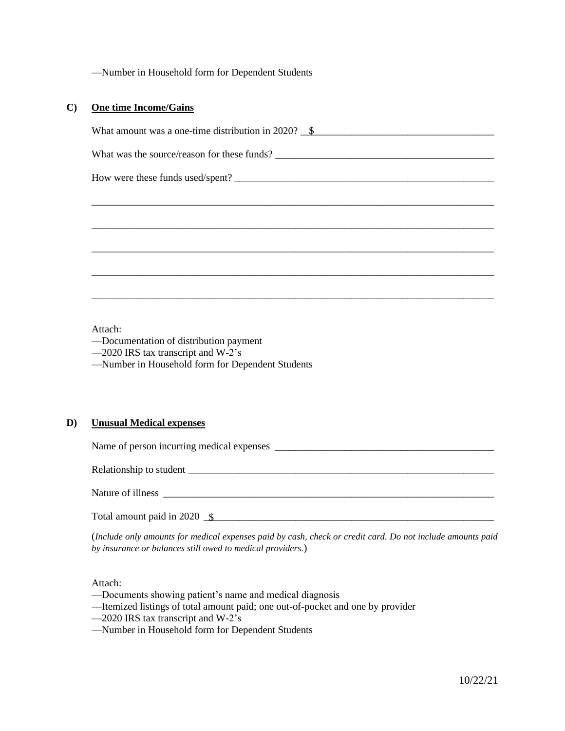—Number in Household form for Dependent Students

**C) <u>One time Income/Gains</u>**

What amount was a one-time distribution in 2020? $ ___________________________________

What was the source/reason for these funds? ___________________________________________

How were these funds used/spent? ___________________________________________________

________________________________________________________________________________

________________________________________________________________________________

________________________________________________________________________________

________________________________________________________________________________

________________________________________________________________________________

Attach:
—Documentation of distribution payment
—2020 IRS tax transcript and W-2's
—Number in Household form for Dependent Students

**D) <u>Unusual Medical expenses</u>**

Name of person incurring medical expenses ___________________________________________

Relationship to student _______________________________________________________________

Nature of illness ____________________________________________________________________

Total amount paid in 2020 $ ___________________________________________________________

(*Include only amounts for medical expenses paid by cash, check or credit card. Do not include amounts paid by insurance or balances still owed to medical providers.*)

Attach:
—Documents showing patient's name and medical diagnosis
—Itemized listings of total amount paid; one out-of-pocket and one by provider
—2020 IRS tax transcript and W-2's
—Number in Household form for Dependent Students

10/22/21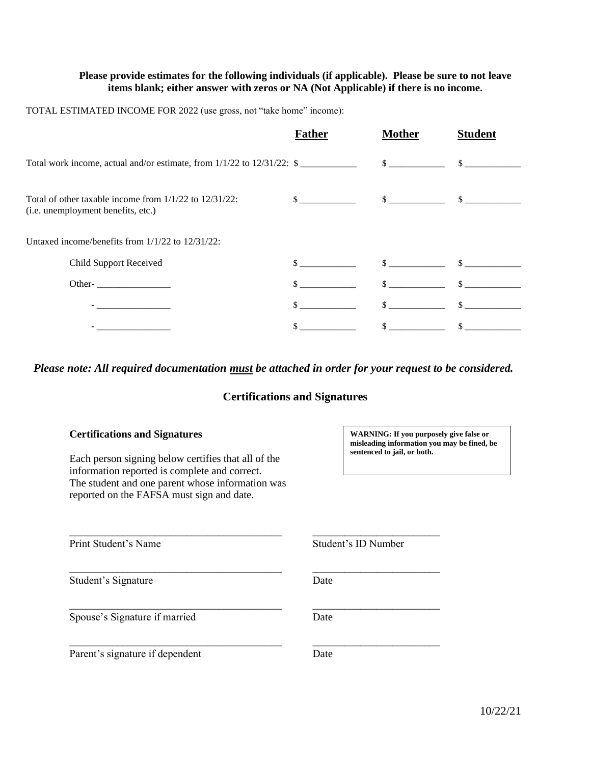**Please provide estimates for the following individuals (if applicable). Please be sure to not leave items blank; either answer with zeros or NA (Not Applicable) if there is no income.**

TOTAL ESTIMATED INCOME FOR 2022 (use gross, not "take home" income):

| | **Father** | **Mother** | **Student** |
|---|---|---|---|
| Total work income, actual and/or estimate, from 1/1/22 to 12/31/22: | $ ___________ | $ ___________ | $ ___________ |
| Total of other taxable income from 1/1/22 to 12/31/22: (i.e. unemployment benefits, etc.) | $ ___________ | $ ___________ | $ ___________ |
| Untaxed income/benefits from 1/1/22 to 12/31/22: | | | |
| Child Support Received | $ ___________ | $ ___________ | $ ___________ |
| Other- _______________ | $ ___________ | $ ___________ | $ ___________ |
| - _______________ | $ ___________ | $ ___________ | $ ___________ |
| - _______________ | $ ___________ | $ ___________ | $ ___________ |

***Please note: All required documentation must be attached in order for your request to be considered.***

## Certifications and Signatures

**Certifications and Signatures**

Each person signing below certifies that all of the information reported is complete and correct. The student and one parent whose information was reported on the FAFSA must sign and date.

**WARNING: If you purposely give false or misleading information you may be fined, be sentenced to jail, or both.**

_________________________________________ ________________________
Print Student's Name Student's ID Number

_________________________________________ ________________________
Student's Signature Date

_________________________________________ ________________________
Spouse's Signature if married Date

_________________________________________ ________________________
Parent's signature if dependent Date

10/22/21